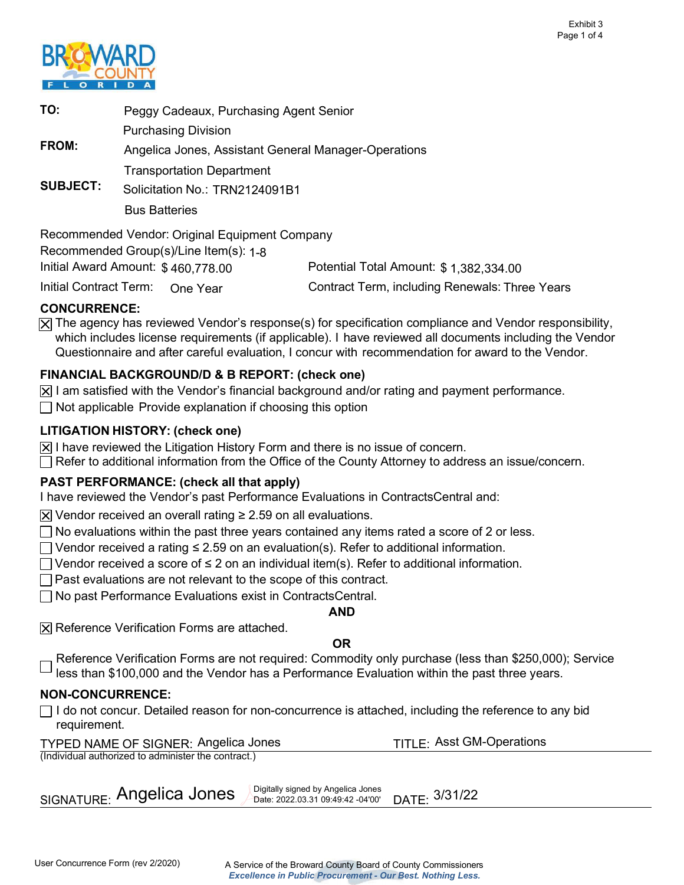Exhibit 3

**BROWARD COUNTY FLORIDA**

**TO:** Peggy Cadeaux, Purchasing Agent Senior
Purchasing Division

**FROM:** Angelica Jones, Assistant General Manager-Operations
Transportation Department

**SUBJECT:** Solicitation No.: TRN2124091B1
Bus Batteries

Recommended Vendor: Original Equipment Company

Recommended Group(s)/Line Item(s): 1-8

Initial Award Amount: $ 460,778.00 — Potential Total Amount: $ 1,382,334.00

Initial Contract Term: One Year — Contract Term, including Renewals: Three Years

**CONCURRENCE:**

☒ The agency has reviewed Vendor's response(s) for specification compliance and Vendor responsibility, which includes license requirements (if applicable). I have reviewed all documents including the Vendor Questionnaire and after careful evaluation, I concur with recommendation for award to the Vendor.

**FINANCIAL BACKGROUND/D & B REPORT: (check one)**

☒ I am satisfied with the Vendor's financial background and/or rating and payment performance.

☐ Not applicable Provide explanation if choosing this option

**LITIGATION HISTORY: (check one)**

☒ I have reviewed the Litigation History Form and there is no issue of concern.

☐ Refer to additional information from the Office of the County Attorney to address an issue/concern.

**PAST PERFORMANCE: (check all that apply)**

I have reviewed the Vendor's past Performance Evaluations in ContractsCentral and:

☒ Vendor received an overall rating ≥ 2.59 on all evaluations.

☐ No evaluations within the past three years contained any items rated a score of 2 or less.

☐ Vendor received a rating ≤ 2.59 on an evaluation(s). Refer to additional information.

☐ Vendor received a score of ≤ 2 on an individual item(s). Refer to additional information.

☐ Past evaluations are not relevant to the scope of this contract.

☐ No past Performance Evaluations exist in ContractsCentral.

**AND**

☒ Reference Verification Forms are attached.

**OR**

☐ Reference Verification Forms are not required: Commodity only purchase (less than $250,000); Service less than $100,000 and the Vendor has a Performance Evaluation within the past three years.

**NON-CONCURRENCE:**

☐ I do not concur. Detailed reason for non-concurrence is attached, including the reference to any bid requirement.

TYPED NAME OF SIGNER: Angelica Jones — TITLE: Asst GM-Operations

(Individual authorized to administer the contract.)

SIGNATURE: Angelica Jones (Digitally signed by Angelica Jones Date: 2022.03.31 09:49:42 -04'00') — DATE: 3/31/22

User Concurrence Form (rev 2/2020)

A Service of the Broward County Board of County Commissioners

*Excellence in Public Procurement - Our Best. Nothing Less.*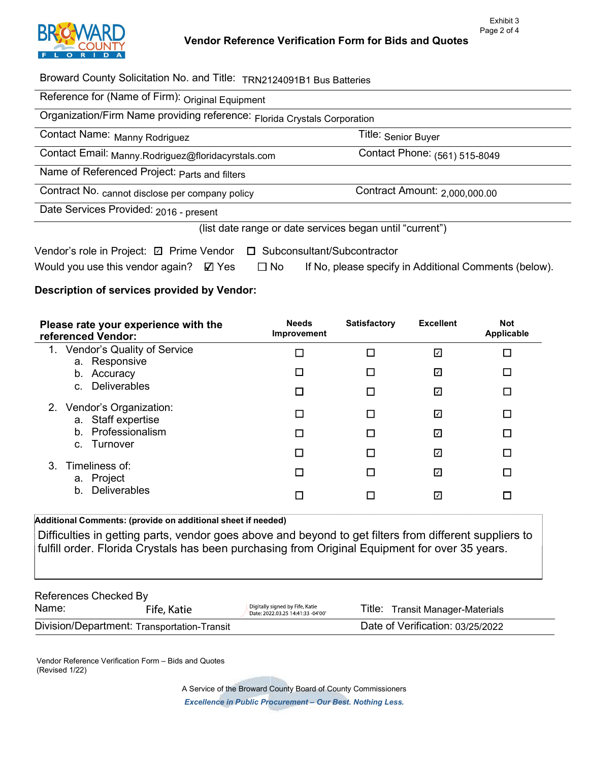Exhibit 3

# Vendor Reference Verification Form for Bids and Quotes

Broward County Solicitation No. and Title: TRN2124091B1 Bus Batteries

Reference for (Name of Firm): Original Equipment

Organization/Firm Name providing reference: Florida Crystals Corporation

Contact Name: Manny Rodriguez | Title: Senior Buyer

Contact Email: Manny.Rodriguez@floridacyrstals.com | Contact Phone: (561) 515-8049

Name of Referenced Project: Parts and filters

Contract No. cannot disclose per company policy | Contract Amount: 2,000,000.00

Date Services Provided: 2016 - present

(list date range or date services began until "current")

Vendor's role in Project: ☑ Prime Vendor ☐ Subconsultant/Subcontractor

Would you use this vendor again? ☑ Yes ☐ No If No, please specify in Additional Comments (below).

**Description of services provided by Vendor:**

| Please rate your experience with the referenced Vendor: | Needs Improvement | Satisfactory | Excellent | Not Applicable |
|---|---|---|---|---|
| 1. Vendor's Quality of Service | ☐ | ☐ | ☑ | ☐ |
| a. Responsive | ☐ | ☐ | ☑ | ☐ |
| b. Accuracy | ☐ | ☐ | ☑ | ☐ |
| c. Deliverables | | | | |
| 2. Vendor's Organization: | ☐ | ☐ | ☑ | ☐ |
| a. Staff expertise | ☐ | ☐ | ☑ | ☐ |
| b. Professionalism | ☐ | ☐ | ☑ | ☐ |
| c. Turnover | | | | |
| 3. Timeliness of: | ☐ | ☐ | ☑ | ☐ |
| a. Project | | | | |
| b. Deliverables | ☐ | ☐ | ☑ | ☐ |

**Additional Comments: (provide on additional sheet if needed)**

Difficulties in getting parts, vendor goes above and beyond to get filters from different suppliers to fulfill order. Florida Crystals has been purchasing from Original Equipment for over 35 years.

References Checked By

Name: Fife, Katie (Digitally signed by Fife, Katie Date: 2022.03.25 14:41:33 -04'00') | Title: Transit Manager-Materials

Division/Department: Transportation-Transit | Date of Verification: 03/25/2022

Vendor Reference Verification Form – Bids and Quotes
(Revised 1/22)

A Service of the Broward County Board of County Commissioners

*Excellence in Public Procurement – Our Best. Nothing Less.*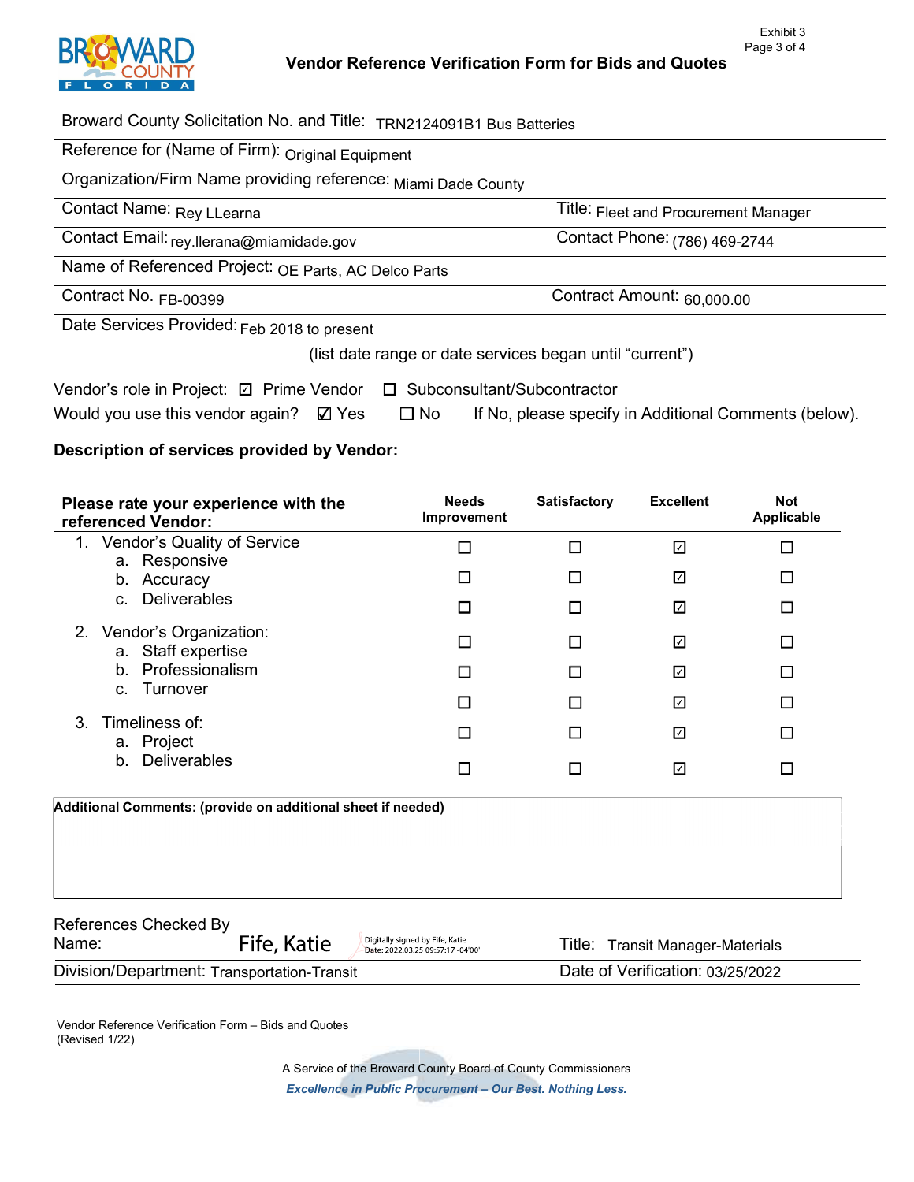# Vendor Reference Verification Form for Bids and Quotes

Exhibit 3

Broward County Solicitation No. and Title: TRN2124091B1 Bus Batteries

Reference for (Name of Firm): Original Equipment

Organization/Firm Name providing reference: Miami Dade County

Contact Name: Rey LLearna | Title: Fleet and Procurement Manager

Contact Email: rey.llerana@miamidade.gov | Contact Phone: (786) 469-2744

Name of Referenced Project: OE Parts, AC Delco Parts

Contract No. FB-00399 | Contract Amount: 60,000.00

Date Services Provided: Feb 2018 to present

(list date range or date services began until "current")

Vendor's role in Project: ☑ Prime Vendor ☐ Subconsultant/Subcontractor

Would you use this vendor again? ☑ Yes ☐ No If No, please specify in Additional Comments (below).

**Description of services provided by Vendor:**

| **Please rate your experience with the referenced Vendor:** | **Needs Improvement** | **Satisfactory** | **Excellent** | **Not Applicable** |
|---|---|---|---|---|
| 1. Vendor's Quality of Service | | | | |
| a. Responsive | ☐ | ☐ | ☑ | ☐ |
| b. Accuracy | ☐ | ☐ | ☑ | ☐ |
| c. Deliverables | ☐ | ☐ | ☑ | ☐ |
| 2. Vendor's Organization: | | | | |
| a. Staff expertise | ☐ | ☐ | ☑ | ☐ |
| b. Professionalism | ☐ | ☐ | ☑ | ☐ |
| c. Turnover | ☐ | ☐ | ☑ | ☐ |
| 3. Timeliness of: | | | | |
| a. Project | ☐ | ☐ | ☑ | ☐ |
| b. Deliverables | ☐ | ☐ | ☑ | ☐ |

**Additional Comments: (provide on additional sheet if needed)**

References Checked By Name: Fife, Katie (Digitally signed by Fife, Katie Date: 2022.03.25 09:57:17 -04'00') | Title: Transit Manager-Materials

Division/Department: Transportation-Transit | Date of Verification: 03/25/2022

Vendor Reference Verification Form – Bids and Quotes
(Revised 1/22)

A Service of the Broward County Board of County Commissioners

***Excellence in Public Procurement – Our Best. Nothing Less.***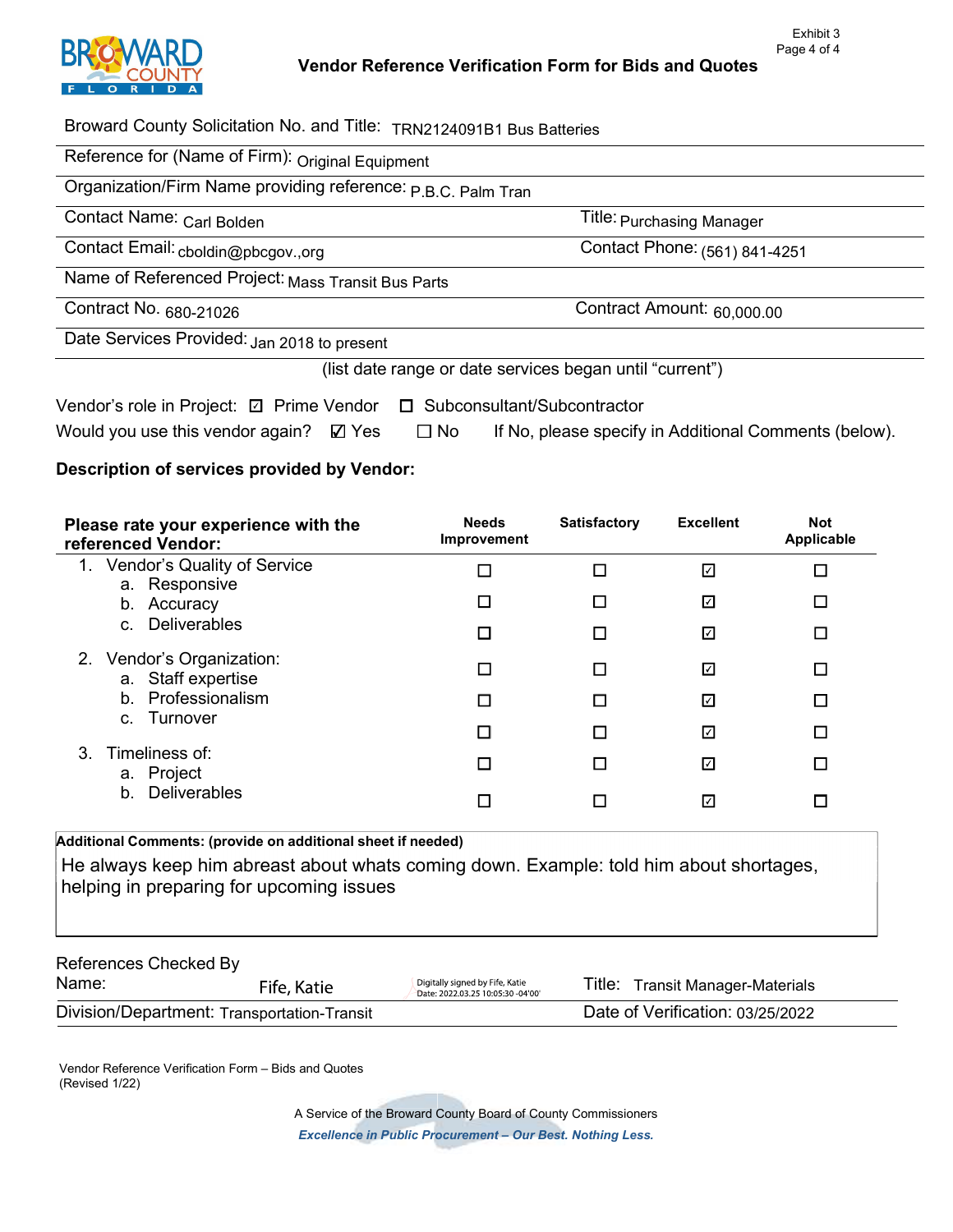# Vendor Reference Verification Form for Bids and Quotes

Exhibit 3

Broward County Solicitation No. and Title: TRN2124091B1 Bus Batteries

Reference for (Name of Firm): Original Equipment

Organization/Firm Name providing reference: P.B.C. Palm Tran

Contact Name: Carl Bolden | Title: Purchasing Manager

Contact Email: cboldin@pbcgov.,org | Contact Phone: (561) 841-4251

Name of Referenced Project: Mass Transit Bus Parts

Contract No. 680-21026 | Contract Amount: 60,000.00

Date Services Provided: Jan 2018 to present

(list date range or date services began until "current")

Vendor's role in Project: ☑ Prime Vendor ☐ Subconsultant/Subcontractor

Would you use this vendor again? ☑ Yes ☐ No If No, please specify in Additional Comments (below).

**Description of services provided by Vendor:**

| **Please rate your experience with the referenced Vendor:** | **Needs Improvement** | **Satisfactory** | **Excellent** | **Not Applicable** |
|---|---|---|---|---|
| 1. Vendor's Quality of Service | | | | |
| a. Responsive | ☐ | ☐ | ☑ | ☐ |
| b. Accuracy | ☐ | ☐ | ☑ | ☐ |
| c. Deliverables | ☐ | ☐ | ☑ | ☐ |
| 2. Vendor's Organization: | | | | |
| a. Staff expertise | ☐ | ☐ | ☑ | ☐ |
| b. Professionalism | ☐ | ☐ | ☑ | ☐ |
| c. Turnover | ☐ | ☐ | ☑ | ☐ |
| 3. Timeliness of: | | | | |
| a. Project | ☐ | ☐ | ☑ | ☐ |
| b. Deliverables | ☐ | ☐ | ☑ | ☐ |

**Additional Comments: (provide on additional sheet if needed)**

He always keep him abreast about whats coming down. Example: told him about shortages, helping in preparing for upcoming issues

References Checked By Name: Fife, Katie (Digitally signed by Fife, Katie Date: 2022.03.25 10:05:30 -04'00') | Title: Transit Manager-Materials

Division/Department: Transportation-Transit | Date of Verification: 03/25/2022

Vendor Reference Verification Form – Bids and Quotes
(Revised 1/22)

A Service of the Broward County Board of County Commissioners

*Excellence in Public Procurement – Our Best. Nothing Less.*